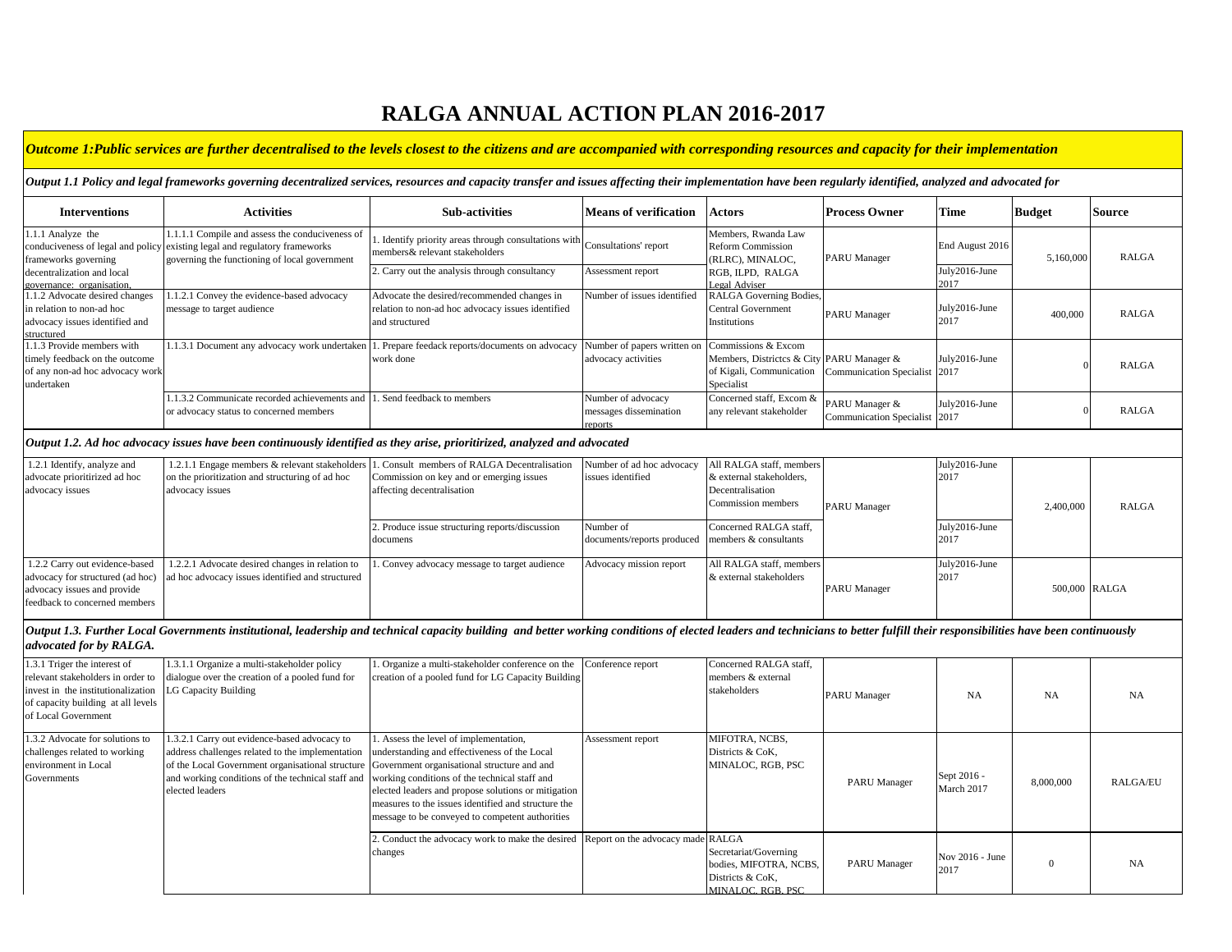# RALGA ANNUAL ACTION PLAN 2016-2017

***Outcome 1:Public services are further decentralised to the levels closest to the citizens and are accompanied with corresponding resources and capacity for their implementation***

***Output 1.1 Policy and legal frameworks governing decentralized services, resources and capacity transfer and issues affecting their implementation have been regularly identified, analyzed and advocated for***

| Interventions | Activities | Sub-activities | Means of verification | Actors | Process Owner | Time | Budget | Source |
|---|---|---|---|---|---|---|---|---|
| 1.1.1 Analyze the conduciveness of legal and policy frameworks governing decentralization and local governance: organisation, | 1.1.1.1 Compile and assess the conduciveness of existing legal and regulatory frameworks governing the functioning of local government | 1. Identify priority areas through consultations with members& relevant stakeholders | Consultations' report | Members, Rwanda Law Reform Commission (RLRC), MINALOC, RGB, ILPD, RALGA Legal Adviser | PARU Manager | End August 2016 | 5,160,000 | RALGA |
| | | 2. Carry out the analysis through consultancy | Assessment report | | | July2016-June 2017 | | |
| 1.1.2 Advocate desired changes in relation to non-ad hoc advocacy issues identified and structured | 1.1.2.1 Convey the evidence-based advocacy message to target audience | Advocate the desired/recommended changes in relation to non-ad hoc advocacy issues identified and structured | Number of issues identified | RALGA Governing Bodies, Central Government Institutions | PARU Manager | July2016-June 2017 | 400,000 | RALGA |
| 1.1.3 Provide members with timely feedback on the outcome of any non-ad hoc advocacy work undertaken | 1.1.3.1 Document any advocacy work undertaken | 1. Prepare feedack reports/documents on advocacy work done | Number of papers written on advocacy activities | Commissions & Excom Members, Districtcs & City of Kigali, Communication Specialist | PARU Manager & Communication Specialist | July2016-June 2017 | 0 | RALGA |
| | 1.1.3.2 Communicate recorded achievements and or advocacy status to concerned members | 1. Send feedback to members | Number of advocacy messages dissemination reports | Concerned staff, Excom & any relevant stakeholder | PARU Manager & Communication Specialist | July2016-June 2017 | 0 | RALGA |

***Output 1.2. Ad hoc advocacy issues have been continuously identified as they arise, prioritirized, analyzed and advocated***

| Interventions | Activities | Sub-activities | Means of verification | Actors | Process Owner | Time | Budget | Source |
|---|---|---|---|---|---|---|---|---|
| 1.2.1 Identify, analyze and advocate prioritirized ad hoc advocacy issues | 1.2.1.1 Engage members & relevant stakeholders on the prioritization and structuring of ad hoc advocacy issues | 1. Consult members of RALGA Decentralisation Commission on key and or emerging issues affecting decentralisation | Number of ad hoc advocacy issues identified | All RALGA staff, members & external stakeholders, Decentralisation Commission members | PARU Manager | July2016-June 2017 | 2,400,000 | RALGA |
| | | 2. Produce issue structuring reports/discussion documens | Number of documents/reports produced | Concerned RALGA staff, members & consultants | | July2016-June 2017 | | |
| 1.2.2 Carry out evidence-based advocacy for structured (ad hoc) advocacy issues and provide feedback to concerned members | 1.2.2.1 Advocate desired changes in relation to ad hoc advocacy issues identified and structured | 1. Convey advocacy message to target audience | Advocacy mission report | All RALGA staff, members & external stakeholders | PARU Manager | July2016-June 2017 | 500,000 | RALGA |

***Output 1.3. Further Local Governments institutional, leadership and technical capacity building and better working conditions of elected leaders and technicians to better fulfill their responsibilities have been continuously advocated for by RALGA.***

| Interventions | Activities | Sub-activities | Means of verification | Actors | Process Owner | Time | Budget | Source |
|---|---|---|---|---|---|---|---|---|
| 1.3.1 Triger the interest of relevant stakeholders in order to invest in the institutionalization of capacity building at all levels of Local Government | 1.3.1.1 Organize a multi-stakeholder policy dialogue over the creation of a pooled fund for LG Capacity Building | 1. Organize a multi-stakeholder conference on the creation of a pooled fund for LG Capacity Building | Conference report | Concerned RALGA staff, members & external stakeholders | PARU Manager | NA | NA | NA |
| 1.3.2 Advocate for solutions to challenges related to working environment in Local Governments | 1.3.2.1 Carry out evidence-based advocacy to address challenges related to the implementation of the Local Government organisational structure and working conditions of the technical staff and elected leaders | 1. Assess the level of implementation, understanding and effectiveness of the Local Government organisational structure and and working conditions of the technical staff and elected leaders and propose solutions or mitigation measures to the issues identified and structure the message to be conveyed to competent authorities | Assessment report | MIFOTRA, NCBS, Districts & CoK, MINALOC, RGB, PSC | PARU Manager | Sept 2016 - March 2017 | 8,000,000 | RALGA/EU |
| | | 2. Conduct the advocacy work to make the desired changes | Report on the advocacy made | RALGA Secretariat/Governing bodies, MIFOTRA, NCBS, Districts & CoK, MINALOC, RGB, PSC | PARU Manager | Nov 2016 - June 2017 | 0 | NA |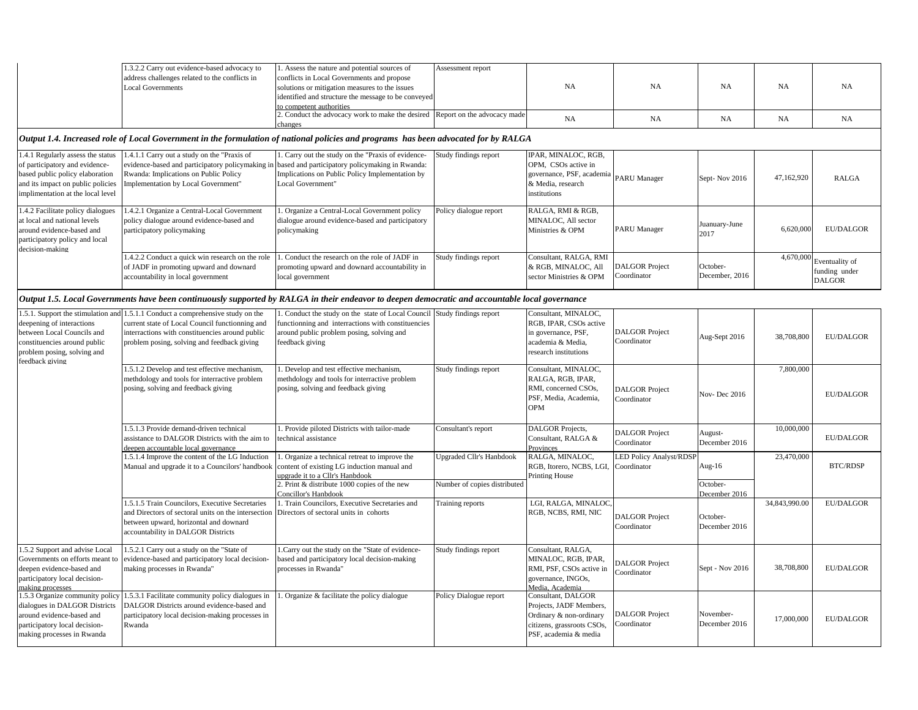| | | | | | | | | |
|---|---|---|---|---|---|---|---|---|
| | 1.3.2.2 Carry out evidence-based advocacy to address challenges related to the conflicts in Local Governments | 1. Assess the nature and potential sources of conflicts in Local Governments and propose solutions or mitigation measures to the issues identified and structure the message to be conveyed to competent authorities | Assessment report | NA | NA | NA | NA | NA |
| | | 2. Conduct the advocacy work to make the desired changes | Report on the advocacy made | NA | NA | NA | NA | NA |
| ***Output 1.4. Increased role of Local Government in the formulation of national policies and programs has been advocated for by RALGA*** | | | | | | | | |
| 1.4.1 Regularly assess the status of participatory and evidence-based public policy elaboration and its impact on public policies implimentation at the local level | 1.4.1.1 Carry out a study on the "Praxis of evidence-based and participatory policymaking in Rwanda: Implications on Public Policy Implementation by Local Government" | 1. Carry out the study on the "Praxis of evidence-based and participatory policymaking in Rwanda: Implications on Public Policy Implementation by Local Government" | Study findings report | IPAR, MINALOC, RGB, OPM, CSOs active in governance, PSF, academia & Media, research institutions | PARU Manager | Sept- Nov 2016 | 47,162,920 | RALGA |
| 1.4.2 Facilitate policy dialogues at local and national levels around evidence-based and participatory policy and local decision-making | 1.4.2.1 Organize a Central-Local Government policy dialogue around evidence-based and participatory policymaking | 1. Organize a Central-Local Government policy dialogue around evidence-based and participatory policymaking | Policy dialogue report | RALGA, RMI & RGB, MINALOC, All sector Ministries & OPM | PARU Manager | Juanuary-June 2017 | 6,620,000 | EU/DALGOR |
| | 1.4.2.2 Conduct a quick win research on the role of JADF in promoting upward and downard accountability in local government | 1. Conduct the research on the role of JADF in promoting upward and downard accountability in local government | Study findings report | Consultant, RALGA, RMI & RGB, MINALOC, All sector Ministries & OPM | DALGOR Project Coordinator | October-December, 2016 | 4,670,000 | Eventuality of funding under DALGOR |
| ***Output 1.5. Local Governments have been continuously supported by RALGA in their endeavor to deepen democratic and accountable local governance*** | | | | | | | | |
| 1.5.1. Support the stimulation and deepening of interactions between Local Councils and constituencies around public problem posing, solving and feedback giving | 1.5.1.1 Conduct a comprehensive study on the current state of Local Council functionning and interractions with constituencies around public problem posing, solving and feedback giving | 1. Conduct the study on the state of Local Council functionning and interractions with constituencies around public problem posing, solving and feedback giving | Study findings report | Consultant, MINALOC, RGB, IPAR, CSOs active in governance, PSF, academia & Media, research institutions | DALGOR Project Coordinator | Aug-Sept 2016 | 38,708,800 | EU/DALGOR |
| | 1.5.1.2 Develop and test effective mechanism, methdology and tools for interractive problem posing, solving and feedback giving | 1. Develop and test effective mechanism, methdology and tools for interractive problem posing, solving and feedback giving | Study findings report | Consultant, MINALOC, RALGA, RGB, IPAR, RMI, concerned CSOs, PSF, Media, Academia, OPM | DALGOR Project Coordinator | Nov- Dec 2016 | 7,800,000 | EU/DALGOR |
| | 1.5.1.3 Provide demand-driven technical assistance to DALGOR Districts with the aim to deepen accountable local governance | 1. Provide piloted Districts with tailor-made technical assistance | Consultant's report | DALGOR Projects, Consultant, RALGA & Provinces | DALGOR Project Coordinator | August-December 2016 | 10,000,000 | EU/DALGOR |
| | 1.5.1.4 Improve the content of the LG Induction Manual and upgrade it to a Councilors' handbook | 1. Organize a technical retreat to improve the content of existing LG induction manual and upgrade it to a Cllr's Hanbdook | Upgraded Cllr's Hanbdook | RALGA, MINALOC, RGB, Itorero, NCBS, LGI, Printing House | LED Policy Analyst/RDSP Coordinator | Aug-16 | 23,470,000 | BTC/RDSP |
| | | 2. Print & distribute 1000 copies of the new Concillor's Hanbdook | Number of copies distributed | | | October-December 2016 | | |
| | 1.5.1.5 Train Councilors, Executive Secretaries and Directors of sectoral units on the intersection between upward, horizontal and downard accountability in DALGOR Districts | 1. Train Councilors, Executive Secretaries and Directors of sectoral units in cohorts | Training reports | LGI, RALGA, MINALOC, RGB, NCBS, RMI, NIC | DALGOR Project Coordinator | October-December 2016 | 34,843,990.00 | EU/DALGOR |
| 1.5.2 Support and advise Local Governments on efforts meant to deepen evidence-based and participatory local decision-making processes | 1.5.2.1 Carry out a study on the "State of evidence-based and participatory local decision-making processes in Rwanda" | 1.Carry out the study on the "State of evidence-based and participatory local decision-making processes in Rwanda" | Study findings report | Consultant, RALGA, MINALOC, RGB, IPAR, RMI, PSF, CSOs active in governance, INGOs, Media, Academia | DALGOR Project Coordinator | Sept - Nov 2016 | 38,708,800 | EU/DALGOR |
| 1.5.3 Organize community policy dialogues in DALGOR Districts around evidence-based and participatory local decision-making processes in Rwanda | 1.5.3.1 Facilitate community policy dialogues in DALGOR Districts around evidence-based and participatory local decision-making processes in Rwanda | 1. Organize & facilitate the policy dialogue | Policy Dialogue report | Consultant, DALGOR Projects, JADF Members, Ordinary & non-ordinary citizens, grassroots CSOs, PSF, academia & media | DALGOR Project Coordinator | November-December 2016 | 17,000,000 | EU/DALGOR |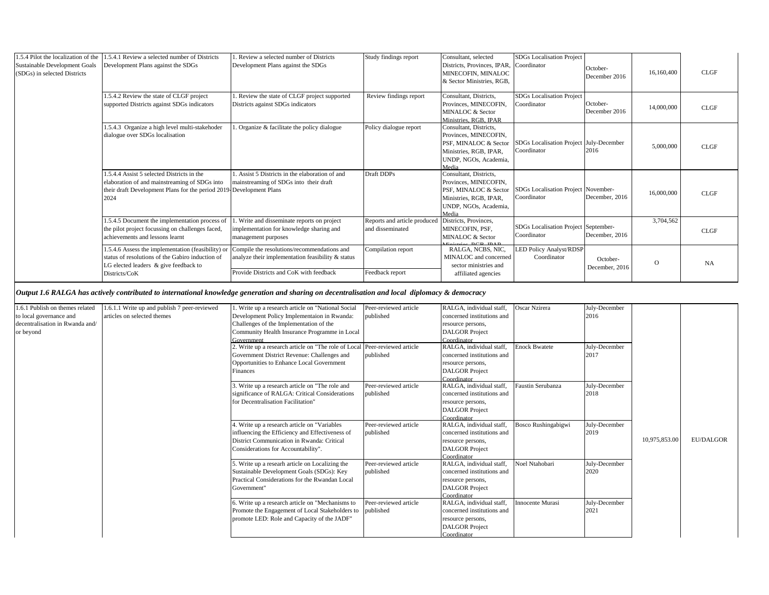| | | | | | | | | |
|---|---|---|---|---|---|---|---|---|
| 1.5.4 Pilot the localization of the Sustainable Development Goals (SDGs) in selected Districts | 1.5.4.1 Review a selected number of Districts Development Plans against the SDGs | 1. Review a selected number of Districts Development Plans against the SDGs | Study findings report | Consultant, selected Districts, Provinces, IPAR, MINECOFIN, MINALOC & Sector Ministries, RGB, | SDGs Localisation Project Coordinator | October-December 2016 | 16,160,400 | CLGF |
| | 1.5.4.2 Review the state of CLGF project supported Districts against SDGs indicators | 1. Review the state of CLGF project supported Districts against SDGs indicators | Review findings report | Consultant, Districts, Provinces, MINECOFIN, MINALOC & Sector Ministries, RGB, IPAR | SDGs Localisation Project Coordinator | October-December 2016 | 14,000,000 | CLGF |
| | 1.5.4.3 Organize a high level multi-stakehoder dialogue over SDGs localisation | 1. Organize & facilitate the policy dialogue | Policy dialogue report | Consultant, Districts, Provinces, MINECOFIN, PSF, MINALOC & Sector Ministries, RGB, IPAR, UNDP, NGOs, Academia, Media | SDGs Localisation Project Coordinator | July-December 2016 | 5,000,000 | CLGF |
| | 1.5.4.4 Assist 5 selected Districts in the elaboration of and mainstreaming of SDGs into their draft Development Plans for the period 2019-2024 | 1. Assist 5 Districts in the elaboration of and mainstreaming of SDGs into their draft Development Plans | Draft DDPs | Consultant, Districts, Provinces, MINECOFIN, PSF, MINALOC & Sector Ministries, RGB, IPAR, UNDP, NGOs, Academia, Media | SDGs Localisation Project Coordinator | November-December, 2016 | 16,000,000 | CLGF |
| | 1.5.4.5 Document the implementation process of the pilot project focussing on challenges faced, achievements and lessons learnt | 1. Write and disseminate reports on project implementation for knowledge sharing and management purposes | Reports and article produced and disseminated | Districts, Provinces, MINECOFIN, PSF, MINALOC & Sector Ministries, RGB, IPAR | SDGs Localisation Project Coordinator | September-December, 2016 | 3,704,562 | CLGF |
| | 1.5.4.6 Assess the implementation (feasibility) or status of resolutions of the Gabiro induction of LG elected leaders & give feedback to Districts/CoK | Compile the resolutions/recommendations and analyze their implementation feasibility & status | Compilation report | RALGA, NCBS, NIC, MINALOC and concerned sector ministries and affiliated agencies | LED Policy Analyst/RDSP Coordinator | October-December, 2016 | O | NA |
| | | Provide Districts and CoK with feedback | Feedback report | | | | | |

***Output 1.6 RALGA has actively contributed to international knowledge generation and sharing on decentralisation and local diplomacy & democracy***

| | | | | | | | | |
|---|---|---|---|---|---|---|---|---|
| 1.6.1 Publish on themes related to local governance and decentralisation in Rwanda and/ or beyond | 1.6.1.1 Write up and publish 7 peer-reviewed articles on selected themes | 1. Write up a research article on "National Social Development Policy Implementaion in Rwanda: Challenges of the Implementation of the Community Health Insurance Programme in Local Government | Peer-reviewed article published | RALGA, individual staff, concerned institutions and resource persons, DALGOR Project Coordinator | Oscar Nzirera | July-December 2016 | 10,975,853.00 | EU/DALGOR |
| | | 2. Write up a research article on "The role of Local Government District Revenue: Challenges and Opportunities to Enhance Local Government Finances | Peer-reviewed article published | RALGA, individual staff, concerned institutions and resource persons, DALGOR Project Coordinator | Enock Bwatete | July-December 2017 | | |
| | | 3. Write up a research article on "The role and significance of RALGA: Critical Considerations for Decentralisation Facilitation" | Peer-reviewed article published | RALGA, individual staff, concerned institutions and resource persons, DALGOR Project Coordinator | Faustin Serubanza | July-December 2018 | | |
| | | 4. Write up a research article on "Variables influencing the Efficiency and Effectiveness of District Communication in Rwanda: Critical Considerations for Accountability". | Peer-reviewed article published | RALGA, individual staff, concerned institutions and resource persons, DALGOR Project Coordinator | Bosco Rushingabigwi | July-December 2019 | | |
| | | 5. Write up a researh article on Localizing the Sustainable Development Goals (SDGs): Key Practical Considerations for the Rwandan Local Government" | Peer-reviewed article published | RALGA, individual staff, concerned institutions and resource persons, DALGOR Project Coordinator | Noel Ntahobari | July-December 2020 | | |
| | | 6. Write up a research article on "Mechanisms to Promote the Engagement of Local Stakeholders to promote LED: Role and Capacity of the JADF" | Peer-reviewed article published | RALGA, individual staff, concerned institutions and resource persons, DALGOR Project Coordinator | Innocente Murasi | July-December 2021 | | |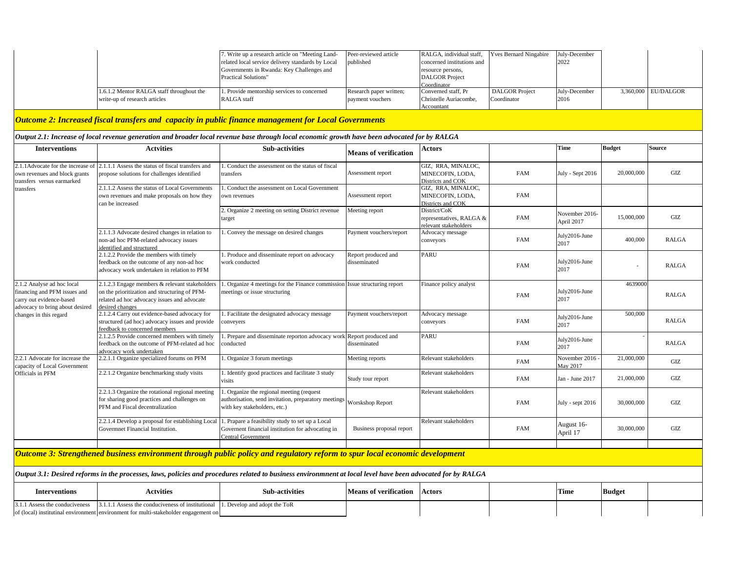| | | 7. Write up a research article on "Meeting Land-related local service delivery standards by Local Governments in Rwanda: Key Challenges and Practical Solutions" | Peer-reviewed article published | RALGA, individual staff, concerned institutions and resource persons, DALGOR Project Coordinator | Yves Bernard Ningabire | July-December 2022 | | |
|---|---|---|---|---|---|---|---|---|
| | 1.6.1.2 Mentor RALGA staff throughout the write-up of research articles | 1. Provide mentorship services to concerned RALGA staff | Research paper written; payment vouchers | Converned staff, Pr Christelle Auriacombe, Accountant | DALGOR Project Coordinator | July-December 2016 | 3,360,000 | EU/DALGOR |

## *Outcome 2: Increased fiscal transfers and capacity in public finance management for Local Governments*

*Output 2.1: Increase of local revenue generation and broader local revenue base through local economic growth have been advocated for by RALGA*

| Interventions | Actvities | Sub-activities | Means of verification | Actors | | Time | Budget | Source |
|---|---|---|---|---|---|---|---|---|
| 2.1.1Advocate for the increase of own revenues and block grants transfers versus earmarked transfers | 2.1.1.1 Assess the status of fiscal transfers and propose solutions for challenges identified | 1. Conduct the assessment on the status of fiscal transfers | Assessment report | GIZ, RRA, MINALOC, MINECOFIN, LODA, Districts and COK | FAM | July - Sept 2016 | 20,000,000 | GIZ |
| | 2.1.1.2 Assess the status of Local Governments own revenues and make proposals on how they can be increased | 1. Conduct the assessment on Local Government own revenues | Assessment report | GIZ, RRA, MINALOC, MINECOFIN, LODA, Districts and COK | FAM | | | |
| | | 2. Organize 2 meeting on setting District revenue target | Meeting report | District/CoK representatives, RALGA & relevant stakeholders | FAM | November 2016-April 2017 | 15,000,000 | GIZ |
| | 2.1.1.3 Advocate desired changes in relation to non-ad hoc PFM-related advocacy issues identified and structured | 1. Convey the message on desired changes | Payment vouchers/report | Advocacy message conveyors | FAM | July2016-June 2017 | 400,000 | RALGA |
| | 2.1.2.2 Provide the members with timely feedback on the outcome of any non-ad hoc advocacy work undertaken in relation to PFM | 1. Produce and disseminate report on advocacy work conducted | Report produced and disseminated | PARU | FAM | July2016-June 2017 | - | RALGA |
| 2.1.2 Analyse ad hoc local financing and PFM issues and carry out evidence-based advocacy to bring about desired changes in this regard | 2.1.2.3 Engage members & relevant stakeholders on the prioritization and structuring of PFM-related ad hoc advocacy issues and advocate desired changes | 1. Organize 4 meetings for the Finance commission meetings or issue structuring | Issue structuring report | Finance policy analyst | FAM | July2016-June 2017 | 4639000 | RALGA |
| | 2.1.2.4 Carry out evidence-based advocacy for structured (ad hoc) advocacy issues and provide feedback to concerned members | 1. Facilitate the designated advocacy message conveyers | Payment vouchers/report | Advocacy message conveyors | FAM | July2016-June 2017 | 500,000 | RALGA |
| | 2.1.2.5 Provide concerned members with timely feedback on the outcome of PFM-related ad hoc advocacy work undertaken | 1. Prepare and disseminate reporton advocacy work conducted | Report produced and disseminated | PARU | FAM | July2016-June 2017 | - | RALGA |
| 2.2.1 Advocate for increase the capacity of Local Government Officials in PFM | 2.2.1.1 Organize specialized forums on PFM | 1. Organize 3 forum meetings | Meeting reports | Relevant stakeholders | FAM | November 2016 - May 2017 | 21,000,000 | GIZ |
| | 2.2.1.2 Organize benchmarking study visits | 1. Identify good practices and facilitate 3 study visits | Study tour report | Relevant stakeholders | FAM | Jan - June 2017 | 21,000,000 | GIZ |
| | 2.2.1.3 Organize the rotational regional meeting for sharing good practices and challenges on PFM and Fiscal decentralization | 1. Organize the regional meeting (request authorisation, send invitation, preparatory meetings with key stakeholders, etc.) | Worskshop Report | Relevant stakeholders | FAM | July - sept 2016 | 30,000,000 | GIZ |
| | 2.2.1.4 Develop a proposal for establishing Local Govermnet Financial Institution. | 1. Prapare a feasibility study to set up a Local Governent financial institution for advocating in Central Government | Business proposal report | Relevant stakeholders | FAM | August 16-April 17 | 30,000,000 | GIZ |

## *Outcome 3: Strengthened business environment through public policy and regulatory reform to spur local economic development*

*Output 3.1: Desired reforms in the processes, laws, policies and procedures related to business environmnent at local level have been advocated for by RALGA*

| Interventions | Actvities | Sub-activities | Means of verification | Actors | | Time | Budget | |
|---|---|---|---|---|---|---|---|---|
| 3.1.1 Assess the conduciveness of (local) institutinal environment | 3.1.1.1 Assess the conduciveness of institutional environment for multi-stakeholder engagement on | 1. Develop and adopt the ToR | | | | | | |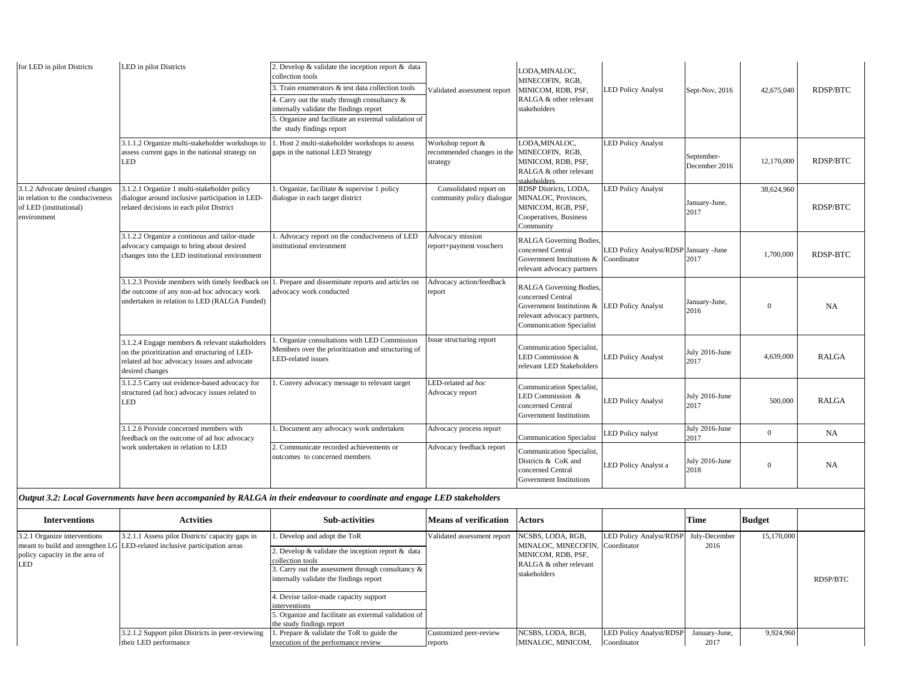| | | | | | | | | |
|---|---|---|---|---|---|---|---|---|
| for LED in pilot Districts | LED in pilot Districts | 2. Develop & validate the inception report & data collection tools<br>3. Train enumerators & test data collection tools<br>4. Carry out the study through consultancy & internally validate the findings report<br>5. Organize and facilitate an external validation of the study findings report | Validated assessment report | LODA,MINALOC, MINECOFIN, RGB, MINICOM, RDB, PSF, RALGA & other relevant stakeholders | LED Policy Analyst | Sept-Nov, 2016 | 42,675,040 | RDSP/BTC |
| | 3.1.1.2 Organize multi-stakeholder workshops to assess current gaps in the national strategy on LED | 1. Host 2 multi-stakeholder workshops to assess gaps in the national LED Strategy | Workshop report & recommended changes in the strategy | LODA,MINALOC, MINECOFIN, RGB, MINICOM, RDB, PSF, RALGA & other relevant stakeholders | LED Policy Analyst | September-December 2016 | 12,170,000 | RDSP/BTC |
| 3.1.2 Advocate desired changes in relation to the conduciveness of LED (institutional) environment | 3.1.2.1 Organize 1 multi-stakeholder policy dialogue around inclusive participation in LED-related decisions in each pilot District | 1. Organize, facilitate & supervise 1 policy dialogue in each target district | Consolidated report on community policy dialogue | RDSP Districts, LODA, MINALOC, Provinces, MINICOM, RGB, PSF, Cooperatives, Business Community | LED Policy Analyst | January-June, 2017 | 38,624,960 | RDSP/BTC |
| | 3.1.2.2 Organize a continous and tailor-made advocacy campaign to bring about desired changes into the LED institutional environment | 1. Advocacy report on the conduciveness of LED institutional environment | Advocacy mission report+payment vouchers | RALGA Governing Bodies, concerned Central Government Institutions & relevant advocacy partners | LED Policy Analyst/RDSP Coordinator | January -June 2017 | 1,700,000 | RDSP-BTC |
| | 3.1.2.3 Provide members with timely feedback on the outcome of any non-ad hoc advocacy work undertaken in relation to LED (RALGA Funded) | 1. Prepare and disseminate reports and articles on advocacy work conducted | Advocacy action/feedback report | RALGA Governing Bodies, concerned Central Government Institutions & relevant advocacy partners, Communication Specialist | LED Policy Analyst | January-June, 2016 | 0 | NA |
| | 3.1.2.4 Engage members & relevant stakeholders on the prioritization and structuring of LED-related ad hoc advocacy issues and advocate desired changes | 1. Organize consultations with LED Commission Members over the prioritization and structuring of LED-related issues | Issue structuring report | Communication Specialist, LED Commission & relevant LED Stakeholders | LED Policy Analyst | July 2016-June 2017 | 4,639,000 | RALGA |
| | 3.1.2.5 Carry out evidence-based advocacy for structured (ad hoc) advocacy issues related to LED | 1. Convey advocacy message to relevant target | LED-related a*d hoc* Advocacy report | Communication Specialist, LED Commission & concerned Central Government Institutions | LED Policy Analyst | July 2016-June 2017 | 500,000 | RALGA |
| | 3.1.2.6 Provide concerned members with feedback on the outcome of ad hoc advocacy work undertaken in relation to LED | 1. Document any advocacy work undertaken | Advocacy process report | Communication Specialist | LED Policy nalyst | July 2016-June 2017 | 0 | NA |
| | | 2. Communicate recorded achievements or outcomes to concerned members | Advocacy feedback report | Communication Specialist, Districts & CoK and concerned Central Government Institutions | LED Policy Analyst a | July 2016-June 2018 | 0 | NA |

***Output 3.2: Local Governments have been accompanied by RALGA in their endeavour to coordinate and engage LED stakeholders***

| Interventions | Actvities | Sub-activities | Means of verification | Actors | | Time | Budget | |
|---|---|---|---|---|---|---|---|---|
| 3.2.1 Organize interventions meant to build and strengthen LG policy capacity in the area of LED | 3.2.1.1 Assess pilot Districts' capacity gaps in LED-related inclusive participation areas | 1. Develop and adopt the ToR<br>2. Develop & validate the inception report & data collection tools<br>3. Carry out the assessment through consultancy & internally validate the findings report<br>4. Devise tailor-made capacity support interventions<br>5. Organize and facilitate an external validation of the study findings report | Validated assessment report | NCSBS, LODA, RGB, MINALOC, MINECOFIN, MINICOM, RDB, PSF, RALGA & other relevant stakeholders | LED Policy Analyst/RDSP Coordinator | July-December 2016 | 15,170,000 | RDSP/BTC |
| | 3.2.1.2 Support pilot Districts in peer-reviewing their LED performance | 1. Prepare & validate the ToR to guide the execution of the performance review | Customized peer-review reports | NCSBS, LODA, RGB, MINALOC, MINICOM, | LED Policy Analyst/RDSP Coordinator | January-June, 2017 | 9,924,960 | |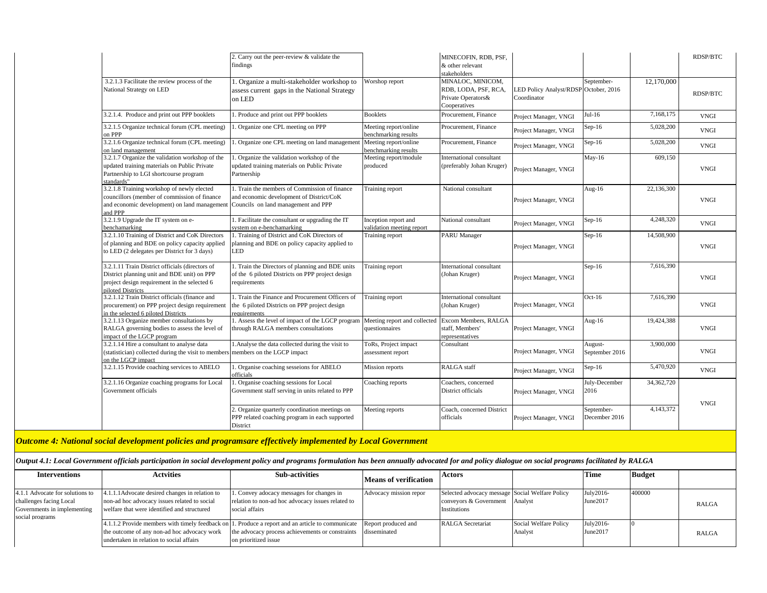| | | | | | | | |
|---|---|---|---|---|---|---|---|
| | 2. Carry out the peer-review & validate the findings | | MINECOFIN, RDB, PSF, & other relevant stakeholders | | | | RDSP/BTC |
| 3.2.1.3 Facilitate the review process of the National Strategy on LED | 1. Organize a multi-stakeholder workshop to assess current gaps in the National Strategy on LED | Worshop report | MINALOC, MINICOM, RDB, LODA, PSF, RCA, Private Operators& Cooperatives | LED Policy Analyst/RDSP Coordinator | September-October, 2016 | 12,170,000 | RDSP/BTC |
| 3.2.1.4. Produce and print out PPP booklets | 1. Produce and print out PPP booklets | Booklets | Procurement, Finance | Project Manager, VNGI | Jul-16 | 7,168,175 | VNGI |
| 3.2.1.5 Organize technical forum (CPL meeting) on PPP | 1. Organize one CPL meeting on PPP | Meeting report/online benchmarking results | Procurement, Finance | Project Manager, VNGI | Sep-16 | 5,028,200 | VNGI |
| 3.2.1.6 Organize technical forum (CPL meeting) on land management | 1. Organize one CPL meeting on land management | Meeting report/online benchmarking results | Procurement, Finance | Project Manager, VNGI | Sep-16 | 5,028,200 | VNGI |
| 3.2.1.7 Organize the validation workshop of the updated training materials on Public Private Partnership to LGI shortcourse program standards" | 1. Organize the validation workshop of the updated training materials on Public Private Partnership | Meeting report/module produced | International consultant (preferably Johan Kruger) | Project Manager, VNGI | May-16 | 609,150 | VNGI |
| 3.2.1.8 Training workshop of newly elected councillors (member of commission of finance and economic development) on land management and PPP | 1. Train the members of Commission of finance and economic development of District/CoK Councils on land management and PPP | Training report | National consultant | Project Manager, VNGI | Aug-16 | 22,136,300 | VNGI |
| 3.2.1.9 Upgrade the IT system on e-benchamarking | 1. Facilitate the consultant or upgrading the IT system on e-benchamarking | Inception report and validation meeting report | National consultant | Project Manager, VNGI | Sep-16 | 4,248,320 | VNGI |
| 3.2.1.10 Training of District and CoK Directors of planning and BDE on policy capacity applied to LED (2 delegates per District for 3 days) | 1. Training of District and CoK Directors of planning and BDE on policy capacity applied to LED | Training report | PARU Manager | Project Manager, VNGI | Sep-16 | 14,508,900 | VNGI |
| 3.2.1.11 Train District officials (directors of District planning unit and BDE unit) on PPP project design requirement in the selected 6 piloted Districts | 1. Train the Directors of planning and BDE units of the 6 piloted Districts on PPP project design requirements | Training report | International consultant (Johan Kruger) | Project Manager, VNGI | Sep-16 | 7,616,390 | VNGI |
| 3.2.1.12 Train District officials (finance and procurement) on PPP project design requirement in the selected 6 piloted Districts | 1. Train the Finance and Procurement Officers of the 6 piloted Districts on PPP project design requirements | Training report | International consultant (Johan Kruger) | Project Manager, VNGI | Oct-16 | 7,616,390 | VNGI |
| 3.2.1.13 Organize member consultations by RALGA governing bodies to assess the level of impact of the LGCP program | 1. Assess the level of impact of the LGCP program through RALGA members consultations | Meeting report and collected questionnaires | Excom Members, RALGA staff, Members' representatives | Project Manager, VNGI | Aug-16 | 19,424,388 | VNGI |
| 3.2.1.14 Hire a consultant to analyse data (statistician) collected during the visit to members on the LGCP impact | 1.Analyse the data collected during the visit to members on the LGCP impact | ToRs, Project impact assessment report | Consultant | Project Manager, VNGI | August-September 2016 | 3,900,000 | VNGI |
| 3.2.1.15 Provide coaching services to ABELO | 1. Organise coaching sesseions for ABELO officials | Mission reports | RALGA staff | Project Manager, VNGI | Sep-16 | 5,470,920 | VNGI |
| 3.2.1.16 Organize coaching programs for Local Government officials | 1. Organise coaching sessions for Local Government staff serving in units related to PPP | Coaching reports | Coachers, concerned District officials | Project Manager, VNGI | July-December 2016 | 34,362,720 | VNGI |
| | 2. Organize quarterly coordination meetings on PPP related coaching program in each supported District | Meeting reports | Coach, concerned District officials | Project Manager, VNGI | September-December 2016 | 4,143,372 | |

***Outcome 4: National social development policies and programsare effectively implemented by Local Government***

***Output 4.1: Local Government officials participation in social development policy and programs formulation has been annually advocated for and policy dialogue on social programs facilitated by RALGA***

| Interventions | Actvities | Sub-activities | Means of verification | Actors | | Time | Budget | |
|---|---|---|---|---|---|---|---|---|
| 4.1.1 Advocate for solutions to challenges facing Local Governments in implementing social programs | 4.1.1.1Advocate desired changes in relation to non-ad hoc advocacy issues related to social welfare that were identified and structured | 1. Convey adocacy messages for changes in relation to non-ad hoc advocacy issues related to social affairs | Advocacy mission repor | Selected advocacy message conveyors & Government Institutions | Social Welfare Policy Analyst | July2016-June2017 | 400000 | RALGA |
| | 4.1.1.2 Provide members with timely feedback on the outcome of any non-ad hoc advocacy work undertaken in relation to social affairs | 1. Produce a report and an article to communicate the advocacy process achievements or constraints on prioritized issue | Report produced and disseminated | RALGA Secretariat | Social Welfare Policy Analyst | July2016-June2017 | 0 | RALGA |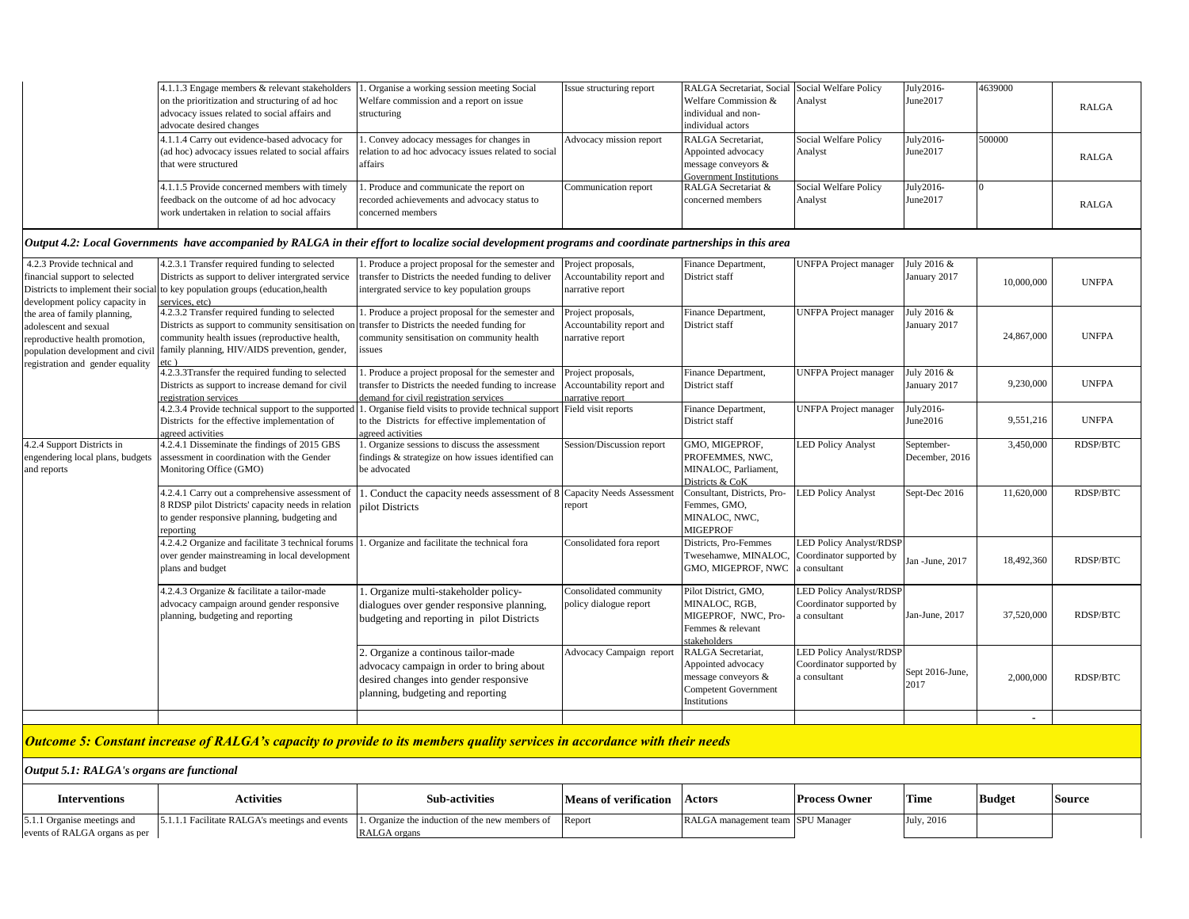| | 4.1.1.3 Engage members & relevant stakeholders on the prioritization and structuring of ad hoc advocacy issues related to social affairs and advocate desired changes | 1. Organise a working session meeting Social Welfare commission and a report on issue structuring | Issue structuring report | RALGA Secretariat, Social Welfare Commission & individual and non-individual actors | Social Welfare Policy Analyst | July2016-June2017 | 4639000 | RALGA |
|---|---|---|---|---|---|---|---|---|
| | 4.1.1.4 Carry out evidence-based advocacy for (ad hoc) advocacy issues related to social affairs that were structured | 1. Convey adocacy messages for changes in relation to ad hoc advocacy issues related to social affairs | Advocacy mission report | RALGA Secretariat, Appointed advocacy message conveyors & Government Institutions | Social Welfare Policy Analyst | July2016-June2017 | 500000 | RALGA |
| | 4.1.1.5 Provide concerned members with timely feedback on the outcome of ad hoc advocacy work undertaken in relation to social affairs | 1. Produce and communicate the report on recorded achievements and advocacy status to concerned members | Communication report | RALGA Secretariat & concerned members | Social Welfare Policy Analyst | July2016-June2017 | 0 | RALGA |

***Output 4.2: Local Governments have accompanied by RALGA in their effort to localize social development programs and coordinate partnerships in this area***

| | | | | | | | | |
|---|---|---|---|---|---|---|---|---|
| 4.2.3 Provide technical and financial support to selected Districts to implement their social development policy capacity in the area of family planning, adolescent and sexual reproductive health promotion, population development and civil registration and gender equality | 4.2.3.1 Transfer required funding to selected Districts as support to deliver intergrated service to key population groups (education,health services, etc) | 1. Produce a project proposal for the semester and transfer to Districts the needed funding to deliver intergrated service to key population groups | Project proposals, Accountability report and narrative report | Finance Department, District staff | UNFPA Project manager | July 2016 & January 2017 | 10,000,000 | UNFPA |
| | 4.2.3.2 Transfer required funding to selected Districts as support to community sensitisation on community health issues (reproductive health, family planning, HIV/AIDS prevention, gender, etc ) | 1. Produce a project proposal for the semester and transfer to Districts the needed funding for community sensitisation on community health issues | Project proposals, Accountability report and narrative report | Finance Department, District staff | UNFPA Project manager | July 2016 & January 2017 | 24,867,000 | UNFPA |
| | 4.2.3.3Transfer the required funding to selected Districts as support to increase demand for civil registration services | 1. Produce a project proposal for the semester and transfer to Districts the needed funding to increase demand for civil registration services | Project proposals, Accountability report and narrative report | Finance Department, District staff | UNFPA Project manager | July 2016 & January 2017 | 9,230,000 | UNFPA |
| | 4.2.3.4 Provide technical support to the supported Districts for the effective implementation of agreed activities | 1. Organise field visits to provide technical support to the Districts for effective implementation of agreed activities | Field visit reports | Finance Department, District staff | UNFPA Project manager | July2016-June2016 | 9,551,216 | UNFPA |
| 4.2.4 Support Districts in engendering local plans, budgets and reports | 4.2.4.1 Disseminate the findings of 2015 GBS assessment in coordination with the Gender Monitoring Office (GMO) | 1. Organize sessions to discuss the assessment findings & strategize on how issues identified can be advocated | Session/Discussion report | GMO, MIGEPROF, PROFEMMES, NWC, MINALOC, Parliament, Districts & CoK | LED Policy Analyst | September-December, 2016 | 3,450,000 | RDSP/BTC |
| | 4.2.4.1 Carry out a comprehensive assessment of 8 RDSP pilot Districts' capacity needs in relation to gender responsive planning, budgeting and reporting | 1. Conduct the capacity needs assessment of 8 pilot Districts | Capacity Needs Assessment report | Consultant, Districts, Pro-Femmes, GMO, MINALOC, NWC, MIGEPROF | LED Policy Analyst | Sept-Dec 2016 | 11,620,000 | RDSP/BTC |
| | 4.2.4.2 Organize and facilitate 3 technical forums over gender mainstreaming in local development plans and budget | 1. Organize and facilitate the technical fora | Consolidated fora report | Districts, Pro-Femmes Twesehamwe, MINALOC, GMO, MIGEPROF, NWC | LED Policy Analyst/RDSP Coordinator supported by a consultant | Jan -June, 2017 | 18,492,360 | RDSP/BTC |
| | 4.2.4.3 Organize & facilitate a tailor-made advocacy campaign around gender responsive planning, budgeting and reporting | 1. Organize multi-stakeholder policy-dialogues over gender responsive planning, budgeting and reporting in pilot Districts | Consolidated community policy dialogue report | Pilot District, GMO, MINALOC, RGB, MIGEPROF, NWC, Pro-Femmes & relevant stakeholders | LED Policy Analyst/RDSP Coordinator supported by a consultant | Jan-June, 2017 | 37,520,000 | RDSP/BTC |
| | | 2. Organize a continous tailor-made advocacy campaign in order to bring about desired changes into gender responsive planning, budgeting and reporting | Advocacy Campaign report | RALGA Secretariat, Appointed advocacy message conveyors & Competent Government Institutions | LED Policy Analyst/RDSP Coordinator supported by a consultant | Sept 2016-June, 2017 | 2,000,000 | RDSP/BTC |
| | | | | | | | - | |

***Outcome 5: Constant increase of RALGA's capacity to provide to its members quality services in accordance with their needs***

***Output 5.1: RALGA's organs are functional***

| Interventions | Activities | Sub-activities | Means of verification | Actors | Process Owner | Time | Budget | Source |
|---|---|---|---|---|---|---|---|---|
| 5.1.1 Organise meetings and events of RALGA organs as per | 5.1.1.1 Facilitate RALGA's meetings and events | 1. Organize the induction of the new members of RALGA organs | Report | RALGA management team | SPU Manager | July, 2016 | | |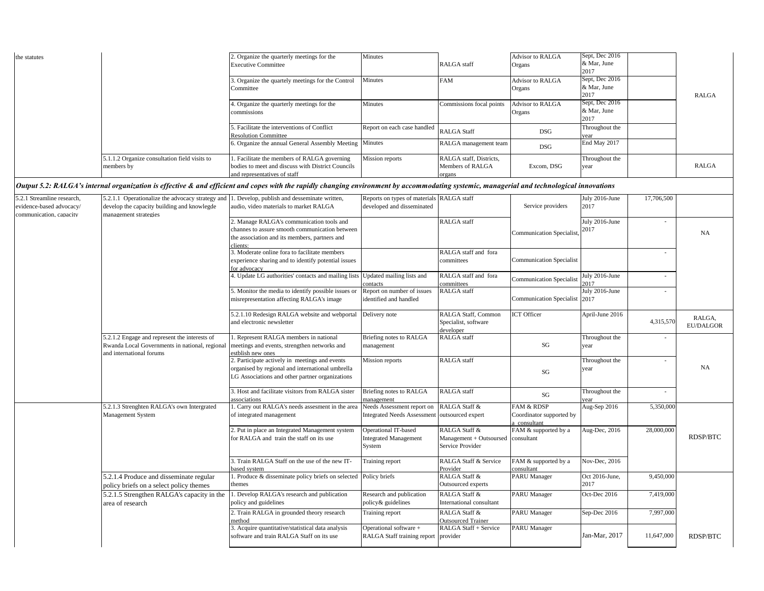| | | | | | | | | |
|---|---|---|---|---|---|---|---|---|
| the statutes | | 2. Organize the quarterly meetings for the Executive Committee | Minutes | RALGA staff | Advisor to RALGA Organs | Sept, Dec 2016 & Mar, June 2017 | | RALGA |
| | | 3. Organize the quartely meetings for the Control Committee | Minutes | FAM | Advisor to RALGA Organs | Sept, Dec 2016 & Mar, June 2017 | | |
| | | 4. Organize the quarterly meetings for the commissions | Minutes | Commissions focal points | Advisor to RALGA Organs | Sept, Dec 2016 & Mar, June 2017 | | |
| | | 5. Facilitate the interventions of Conflict Resolution Committee | Report on each case handled | RALGA Staff | DSG | Throughout the year | | |
| | | 6. Organize the annual General Assembly Meeting | Minutes | RALGA management team | DSG | End May 2017 | | |
| | 5.1.1.2 Organize consultation field visits to members by | 1. Facilitate the members of RALGA governing bodies to meet and discuss with District Councils and representatives of staff | Mission reports | RALGA staff, Districts, Members of RALGA organs | Excom, DSG | Throughout the year | | RALGA |
| ***Output 5.2: RALGA's internal organization is effective & and efficient and copes with the rapidly changing environment by accommodating systemic, managerial and technological innovations*** | | | | | | | | |
| 5.2.1 Streamline research, evidence-based advocacy/ communication, capacity | 5.2.1.1 Operationalize the advocacy strategy and develop the capacity building and knowlegde management strategies | 1. Develop, publish and desseminate written, audio, video materials to market RALGA | Reports on types of materials developed and disseminated | RALGA staff | Service providers | July 2016-June 2017 | 17,706,500 | NA |
| | | 2. Manage RALGA's communication tools and channes to assure smooth communication between the association and its members, partners and clients: | | RALGA staff | Communication Specialist, | July 2016-June 2017 | - | |
| | | 3. Moderate online fora to facilitate members experience sharing and to identify potential issues for advocacy | | RALGA staff and fora committees | Communication Specialist | | - | |
| | | 4. Update LG authorities' contacts and mailing lists | Updated mailing lists and contacts | RALGA staff and fora committees | Communication Specialist | July 2016-June 2017 | - | |
| | | 5. Monitor the media to identify possible issues or misrepresentation affecting RALGA's image | Report on number of issues identified and handled | RALGA staff | Communication Specialist | July 2016-June 2017 | - | |
| | | 5.2.1.10 Redesign RALGA website and webportal and electronic newsletter | Delivery note | RALGA Staff, Common Specialist, software developer | ICT Officer | April-June 2016 | 4,315,570 | RALGA, EU/DALGOR |
| | 5.2.1.2 Engage and represent the interests of Rwanda Local Governments in national, regional and international forums | 1. Represent RALGA members in national meetings and events, strengthen networks and estblish new ones | Briefing notes to RALGA management | RALGA staff | SG | Throughout the year | - | NA |
| | | 2. Participate actively in meetings and events organised by regional and international umbrella LG Associations and other partner organizations | Mission reports | RALGA staff | SG | Throughout the year | - | |
| | | 3. Host and facilitate visitors from RALGA sister associations | Briefing notes to RALGA management | RALGA staff | SG | Throughout the year | - | |
| | 5.2.1.3 Strenghten RALGA's own Intergrated Management System | 1. Carry out RALGA's needs assesment in the area of integrated management | Needs Assessment report on Integrated Needs Assessment | RALGA Staff & outsourced expert | FAM & RDSP Coordinator supported by a consultant | Aug-Sep 2016 | 5,350,000 | RDSP/BTC |
| | | 2. Put in place an Integrated Management system for RALGA and train the staff on its use | Operational IT-based Integrated Management System | RALGA Staff & Management + Outsoursed Service Provider | FAM & supported by a consultant | Aug-Dec, 2016 | 28,000,000 | |
| | | 3. Train RALGA Staff on the use of the new IT-based system | Training report | RALGA Staff & Service Provider | FAM & supported by a consultant | Nov-Dec, 2016 | | |
| | 5.2.1.4 Produce and disseminate regular policy briefs on a select policy themes | 1. Produce & disseminate policy briefs on selected themes | Policy briefs | RALGA Staff & Outsourced experts | PARU Manager | Oct 2016-June, 2017 | 9,450,000 | RDSP/BTC |
| | 5.2.1.5 Strengthen RALGA's capacity in the area of research | 1. Develop RALGA's research and publication policy and guidelines | Research and publication policy& guidelines | RALGA Staff & International consultant | PARU Manager | Oct-Dec 2016 | 7,419,000 | |
| | | 2. Train RALGA in grounded theory research method | Training report | RALGA Staff & Outsourced Trainer | PARU Manager | Sep-Dec 2016 | 7,997,000 | |
| | | 3. Acquire quantitative/statistical data analysis software and train RALGA Staff on its use | Operational software + RALGA Staff training report | RALGA Staff + Service provider | PARU Manager | Jan-Mar, 2017 | 11,647,000 | |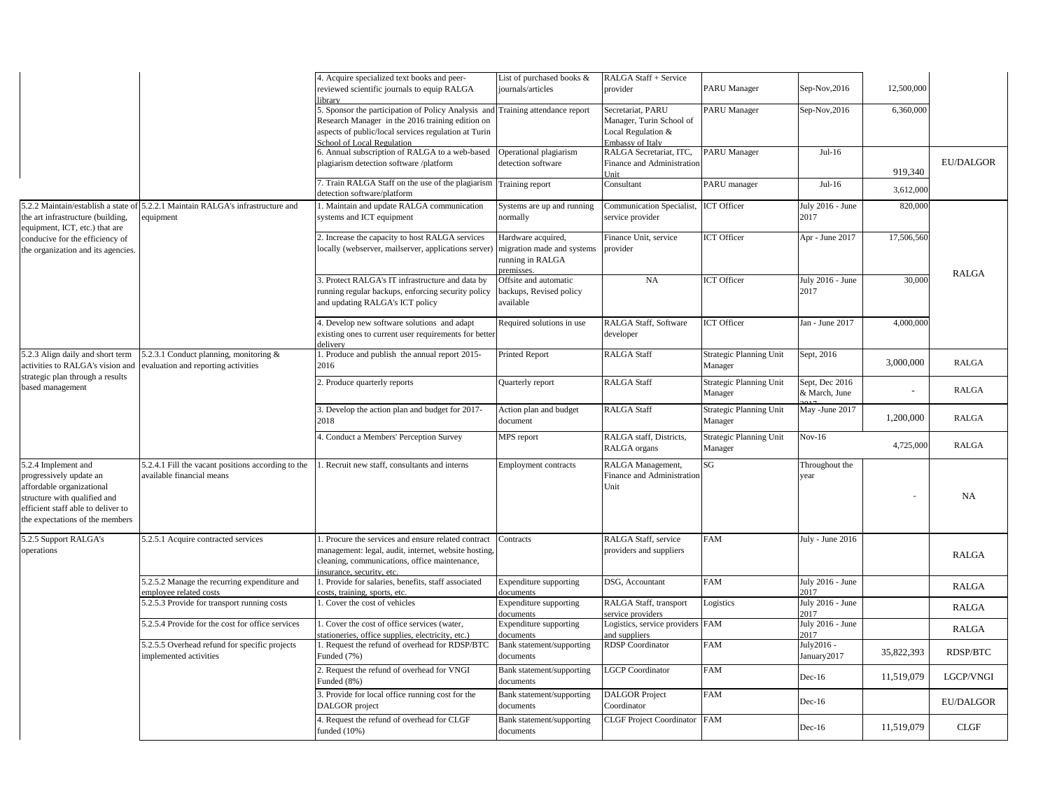| | | | | | | | | |
|---|---|---|---|---|---|---|---|---|
| | | 4. Acquire specialized text books and peer-reviewed scientific journals to equip RALGA library | List of purchased books & journals/articles | RALGA Staff + Service provider | PARU Manager | Sep-Nov,2016 | 12,500,000 | |
| | | 5. Sponsor the participation of Policy Analysis and Research Manager in the 2016 training edition on aspects of public/local services regulation at Turin School of Local Regulation | Training attendance report | Secretariat, PARU Manager, Turin School of Local Regulation & Embassy of Italy | PARU Manager | Sep-Nov,2016 | 6,360,000 | |
| | | 6. Annual subscription of RALGA to a web-based plagiarism detection software /platform | Operational plagiarism detection software | RALGA Secretariat, ITC, Finance and Administration Unit | PARU Manager | Jul-16 | 919,340 | EU/DALGOR |
| | | 7. Train RALGA Staff on the use of the plagiarism detection software/platform | Training report | Consultant | PARU manager | Jul-16 | 3,612,000 | |
| 5.2.2 Maintain/establish a state of the art infrastructure (building, equipment, ICT, etc.) that are conducive for the efficiency of the organization and its agencies. | 5.2.2.1 Maintain RALGA's infrastructure and equipment | 1. Maintain and update RALGA communication systems and ICT equipment | Systems are up and running normally | Communication Specialist, service provider | ICT Officer | July 2016 - June 2017 | 820,000 | RALGA |
| | | 2. Increase the capacity to host RALGA services locally (webserver, mailserver, applications server) | Hardware acquired, migration made and systems running in RALGA premisses. | Finance Unit, service provider | ICT Officer | Apr - June 2017 | 17,506,560 | |
| | | 3. Protect RALGA's IT infrastructure and data by running regular backups, enforcing security policy and updating RALGA's ICT policy | Offsite and automatic backups, Revised policy available | NA | ICT Officer | July 2016 - June 2017 | 30,000 | |
| | | 4. Develop new software solutions and adapt existing ones to current user requirements for better delivery | Required solutions in use | RALGA Staff, Software developer | ICT Officer | Jan - June 2017 | 4,000,000 | |
| 5.2.3 Align daily and short term activities to RALGA's vision and strategic plan through a results based management | 5.2.3.1 Conduct planning, monitoring & evaluation and reporting activities | 1. Produce and publish the annual report 2015-2016 | Printed Report | RALGA Staff | Strategic Planning Unit Manager | Sept, 2016 | 3,000,000 | RALGA |
| | | 2. Produce quarterly reports | Quarterly report | RALGA Staff | Strategic Planning Unit Manager | Sept, Dec 2016 & March, June 2017 | - | RALGA |
| | | 3. Develop the action plan and budget for 2017-2018 | Action plan and budget document | RALGA Staff | Strategic Planning Unit Manager | May -June 2017 | 1,200,000 | RALGA |
| | | 4. Conduct a Members' Perception Survey | MPS report | RALGA staff, Districts, RALGA organs | Strategic Planning Unit Manager | Nov-16 | 4,725,000 | RALGA |
| 5.2.4 Implement and progressively update an affordable organizational structure with qualified and efficient staff able to deliver to the expectations of the members | 5.2.4.1 Fill the vacant positions according to the available financial means | 1. Recruit new staff, consultants and interns | Employment contracts | RALGA Management, Finance and Administration Unit | SG | Throughout the year | - | NA |
| 5.2.5 Support RALGA's operations | 5.2.5.1 Acquire contracted services | 1. Procure the services and ensure related contract management: legal, audit, internet, website hosting, cleaning, communications, office maintenance, insurance, security, etc. | Contracts | RALGA Staff, service providers and suppliers | FAM | July - June 2016 | | RALGA |
| | 5.2.5.2 Manage the recurring expenditure and employee related costs | 1. Provide for salaries, benefits, staff associated costs, training, sports, etc. | Expenditure supporting documents | DSG, Accountant | FAM | July 2016 - June 2017 | | RALGA |
| | 5.2.5.3 Provide for transport running costs | 1. Cover the cost of vehicles | Expenditure supporting documents | RALGA Staff, transport service providers | Logistics | July 2016 - June 2017 | | RALGA |
| | 5.2.5.4 Provide for the cost for office services | 1. Cover the cost of office services (water, stationeries, office supplies, electricity, etc.) | Expenditure supporting documents | Logistics, service providers and suppliers | FAM | July 2016 - June 2017 | | RALGA |
| | 5.2.5.5 Overhead refund for specific projects implemented activities | 1. Request the refund of overhead for RDSP/BTC Funded (7%) | Bank statement/supporting documents | RDSP Coordinator | FAM | July2016 - January2017 | 35,822,393 | RDSP/BTC |
| | | 2. Request the refund of overhead for VNGI Funded (8%) | Bank statement/supporting documents | LGCP Coordinator | FAM | Dec-16 | 11,519,079 | LGCP/VNGI |
| | | 3. Provide for local office running cost for the DALGOR project | Bank statement/supporting documents | DALGOR Project Coordinator | FAM | Dec-16 | | EU/DALGOR |
| | | 4. Request the refund of overhead for CLGF funded (10%) | Bank statement/supporting documents | CLGF Project Coordinator | FAM | Dec-16 | 11,519,079 | CLGF |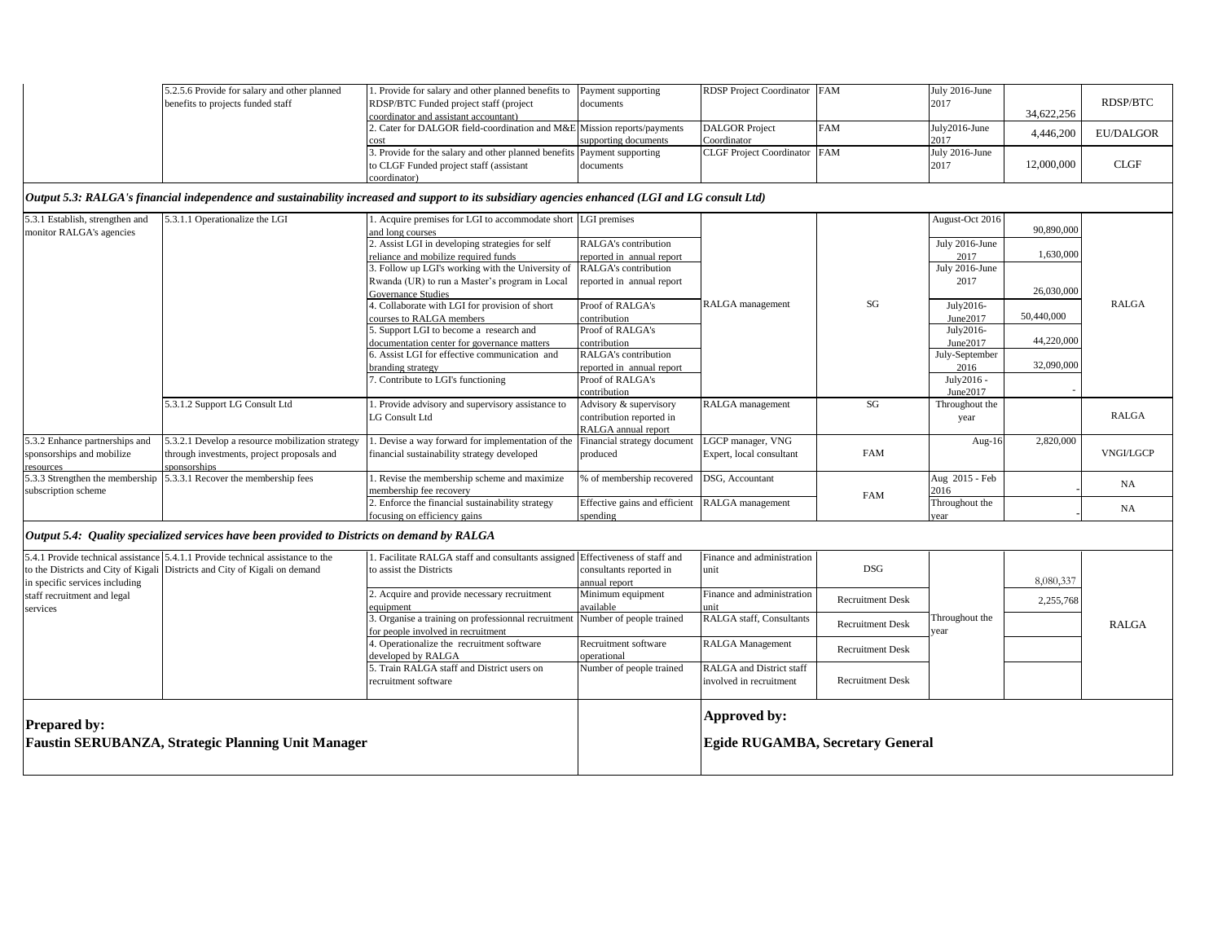| | | | | | | | | |
|---|---|---|---|---|---|---|---|---|
| | 5.2.5.6 Provide for salary and other planned benefits to projects funded staff | 1. Provide for salary and other planned benefits to RDSP/BTC Funded project staff (project coordinator and assistant accountant) | Payment supporting documents | RDSP Project Coordinator | FAM | July 2016-June 2017 | 34,622,256 | RDSP/BTC |
| | | 2. Cater for DALGOR field-coordination and M&E cost | Mission reports/payments supporting documents | DALGOR Project Coordinator | FAM | July2016-June 2017 | 4,446,200 | EU/DALGOR |
| | | 3. Provide for the salary and other planned benefits to CLGF Funded project staff (assistant coordinator) | Payment supporting documents | CLGF Project Coordinator | FAM | July 2016-June 2017 | 12,000,000 | CLGF |
| ***Output 5.3: RALGA's financial independence and sustainability increased and support to its subsidiary agencies enhanced (LGI and LG consult Ltd)*** | | | | | | | | |
| 5.3.1 Establish, strengthen and monitor RALGA's agencies | 5.3.1.1 Operationalize the LGI | 1. Acquire premises for LGI to accommodate short and long courses | LGI premises | RALGA management | SG | August-Oct 2016 | 90,890,000 | RALGA |
| | | 2. Assist LGI in developing strategies for self reliance and mobilize required funds | RALGA's contribution reported in annual report | | | July 2016-June 2017 | 1,630,000 | |
| | | 3. Follow up LGI's working with the University of Rwanda (UR) to run a Master's program in Local Governance Studies | RALGA's contribution reported in annual report | | | July 2016-June 2017 | 26,030,000 | |
| | | 4. Collaborate with LGI for provision of short courses to RALGA members | Proof of RALGA's contribution | | | July2016-June2017 | 50,440,000 | |
| | | 5. Support LGI to become a research and documentation center for governance matters | Proof of RALGA's contribution | | | July2016-June2017 | 44,220,000 | |
| | | 6. Assist LGI for effective communication and branding strategy | RALGA's contribution reported in annual report | | | July-September 2016 | 32,090,000 | |
| | | 7. Contribute to LGI's functioning | Proof of RALGA's contribution | | | July2016 - June2017 | - | |
| | 5.3.1.2 Support LG Consult Ltd | 1. Provide advisory and supervisory assistance to LG Consult Ltd | Advisory & supervisory contribution reported in RALGA annual report | RALGA management | SG | Throughout the year | | RALGA |
| 5.3.2 Enhance partnerships and sponsorships and mobilize resources | 5.3.2.1 Develop a resource mobilization strategy through investments, project proposals and sponsorships | 1. Devise a way forward for implementation of the financial sustainability strategy developed | Financial strategy document produced | LGCP manager, VNG Expert, local consultant | FAM | Aug-16 | 2,820,000 | VNGI/LGCP |
| 5.3.3 Strengthen the membership subscription scheme | 5.3.3.1 Recover the membership fees | 1. Revise the membership scheme and maximize membership fee recovery | % of membership recovered | DSG, Accountant | FAM | Aug 2015 - Feb 2016 | - | NA |
| | | 2. Enforce the financial sustainability strategy focusing on efficiency gains | Effective gains and efficient spending | RALGA management | | Throughout the year | - | NA |
| ***Output 5.4: Quality specialized services have been provided to Districts on demand by RALGA*** | | | | | | | | |
| 5.4.1 Provide technical assistance to the Districts and City of Kigali in specific services including staff recruitment and legal services | 5.4.1.1 Provide technical assistance to the Districts and City of Kigali on demand | 1. Facilitate RALGA staff and consultants assigned to assist the Districts | Effectiveness of staff and consultants reported in annual report | Finance and administration unit | DSG | Throughout the year | 8,080,337 | RALGA |
| | | 2. Acquire and provide necessary recruitment equipment | Minimum equipment available | Finance and administration unit | Recruitment Desk | | 2,255,768 | |
| | | 3. Organise a training on professional recruitment for people involved in recruitment | Number of people trained | RALGA staff, Consultants | Recruitment Desk | | | |
| | | 4. Operationalize the recruitment software developed by RALGA | Recruitment software operational | RALGA Management | Recruitment Desk | | | |
| | | 5. Train RALGA staff and District users on recruitment software | Number of people trained | RALGA and District staff involved in recruitment | Recruitment Desk | | | |

**Prepared by:**

**Faustin SERUBANZA, Strategic Planning Unit Manager**

**Approved by:**

**Egide RUGAMBA, Secretary General**